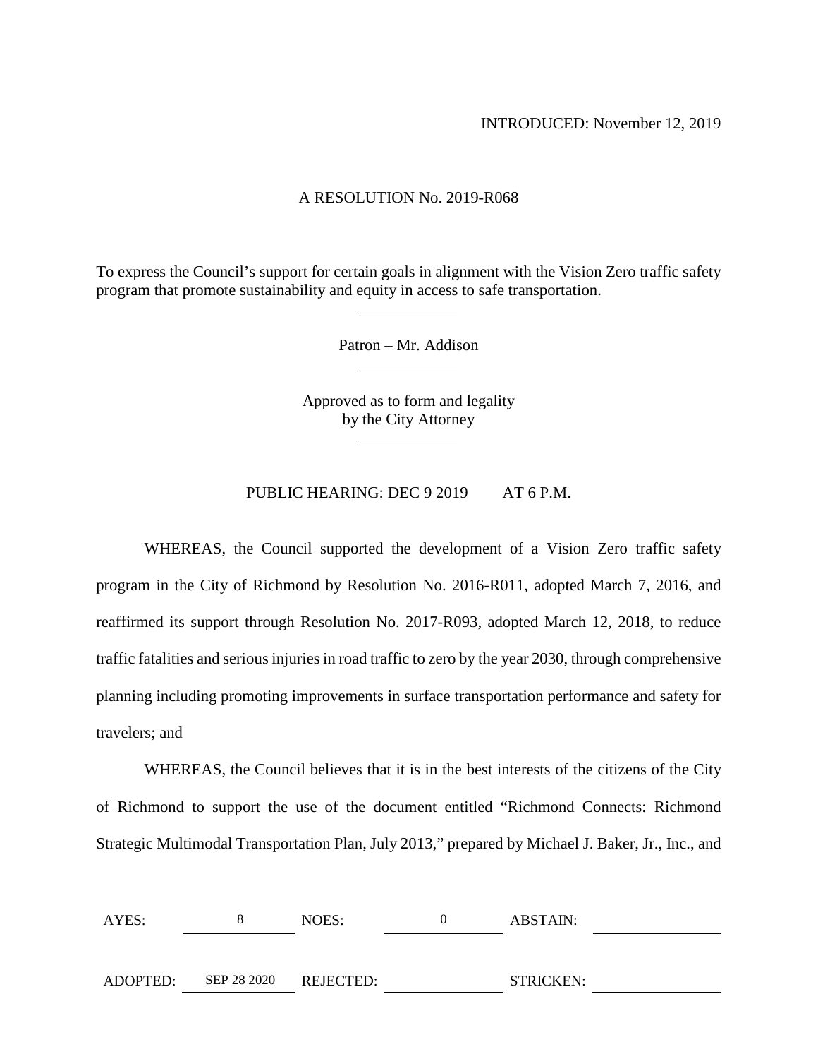INTRODUCED: November 12, 2019

A RESOLUTION No. 2019-R068

To express the Council's support for certain goals in alignment with the Vision Zero traffic safety program that promote sustainability and equity in access to safe transportation.

---

Patron – Mr. Addison

---

Approved as to form and legality
by the City Attorney

---

PUBLIC HEARING: DEC 9 2019 AT 6 P.M.

WHEREAS, the Council supported the development of a Vision Zero traffic safety program in the City of Richmond by Resolution No. 2016-R011, adopted March 7, 2016, and reaffirmed its support through Resolution No. 2017-R093, adopted March 12, 2018, to reduce traffic fatalities and serious injuries in road traffic to zero by the year 2030, through comprehensive planning including promoting improvements in surface transportation performance and safety for travelers; and

WHEREAS, the Council believes that it is in the best interests of the citizens of the City of Richmond to support the use of the document entitled "Richmond Connects: Richmond Strategic Multimodal Transportation Plan, July 2013," prepared by Michael J. Baker, Jr., Inc., and

| AYES: | 8 | NOES: | 0 | ABSTAIN: | |
|---|---|---|---|---|---|
| ADOPTED: | SEP 28 2020 | REJECTED: | | STRICKEN: | |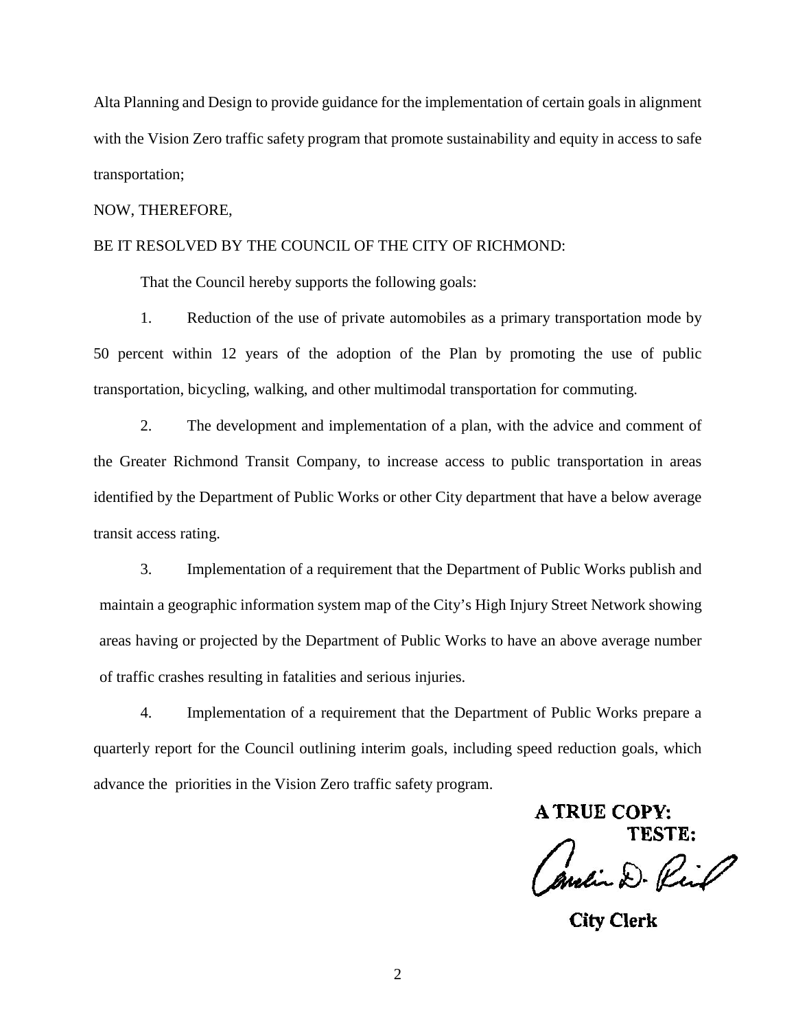Alta Planning and Design to provide guidance for the implementation of certain goals in alignment with the Vision Zero traffic safety program that promote sustainability and equity in access to safe transportation;

NOW, THEREFORE,

BE IT RESOLVED BY THE COUNCIL OF THE CITY OF RICHMOND:

That the Council hereby supports the following goals:

1. Reduction of the use of private automobiles as a primary transportation mode by 50 percent within 12 years of the adoption of the Plan by promoting the use of public transportation, bicycling, walking, and other multimodal transportation for commuting.

2. The development and implementation of a plan, with the advice and comment of the Greater Richmond Transit Company, to increase access to public transportation in areas identified by the Department of Public Works or other City department that have a below average transit access rating.

3. Implementation of a requirement that the Department of Public Works publish and maintain a geographic information system map of the City's High Injury Street Network showing areas having or projected by the Department of Public Works to have an above average number of traffic crashes resulting in fatalities and serious injuries.

4. Implementation of a requirement that the Department of Public Works prepare a quarterly report for the Council outlining interim goals, including speed reduction goals, which advance the priorities in the Vision Zero traffic safety program.

**A TRUE COPY:**
**TESTE:**

Candice D. Reid

**City Clerk**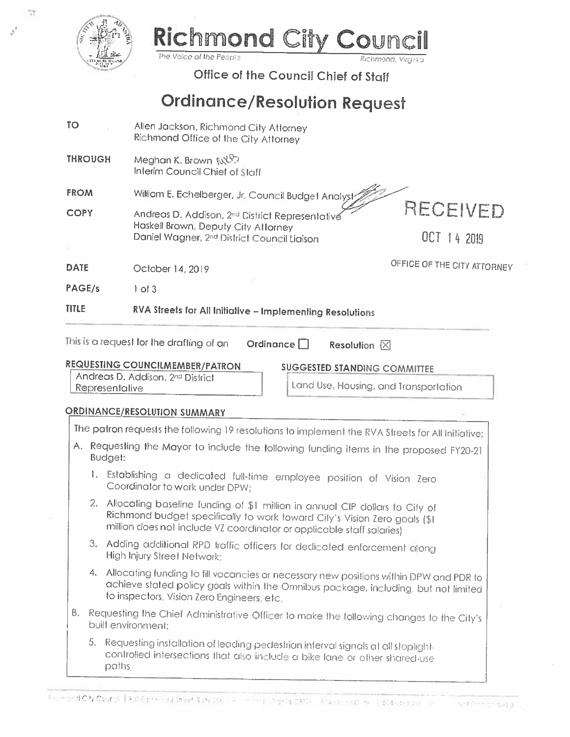# Richmond City Council

*The Voice of the People* Richmond, Virginia

## Office of the Council Chief of Staff

# Ordinance/Resolution Request

| | |
|---|---|
| **TO** | Allen Jackson, Richmond City Attorney<br>Richmond Office of the City Attorney |
| **THROUGH** | Meghan K. Brown<br>Interim Council Chief of Staff |
| **FROM** | William E. Echelberger, Jr. Council Budget Analyst |
| **COPY** | Andreas D. Addison, 2nd District Representative<br>Haskell Brown, Deputy City Attorney<br>Daniel Wagner, 2nd District Council Liaison |
| **DATE** | October 14, 2019 |
| **PAGE/s** | 1 of 3 |
| **TITLE** | **RVA Streets for All Initiative – Implementing Resolutions** |

RECEIVED
OCT 14 2019
OFFICE OF THE CITY ATTORNEY

This is a request for the drafting of an **Ordinance** ☐ **Resolution** ☒

**REQUESTING COUNCILMEMBER/PATRON**
Andreas D. Addison, 2nd District Representative

**SUGGESTED STANDING COMMITTEE**
Land Use, Housing, and Transportation

**ORDINANCE/RESOLUTION SUMMARY**

The patron requests the following 19 resolutions to implement the RVA Streets for All Initiative:

A. Requesting the Mayor to include the following funding items in the proposed FY20-21 Budget:

1. Establishing a dedicated full-time employee position of Vision Zero Coordinator to work under DPW;
2. Allocating baseline funding of $1 million in annual CIP dollars to City of Richmond budget specifically to work toward City's Vision Zero goals ($1 million does not include VZ coordinator or applicable staff salaries)
3. Adding additional RPD traffic officers for dedicated enforcement along High Injury Street Network;
4. Allocating funding to fill vacancies or necessary new positions within DPW and PDR to achieve stated policy goals within the Omnibus package, including, but not limited to inspectors, Vision Zero Engineers, etc.

B. Requesting the Chief Administrative Officer to make the following changes to the City's built environment:

5. Requesting installation of leading pedestrian interval signals at all stoplight-controlled intersections that also include a bike lane or other shared-use paths.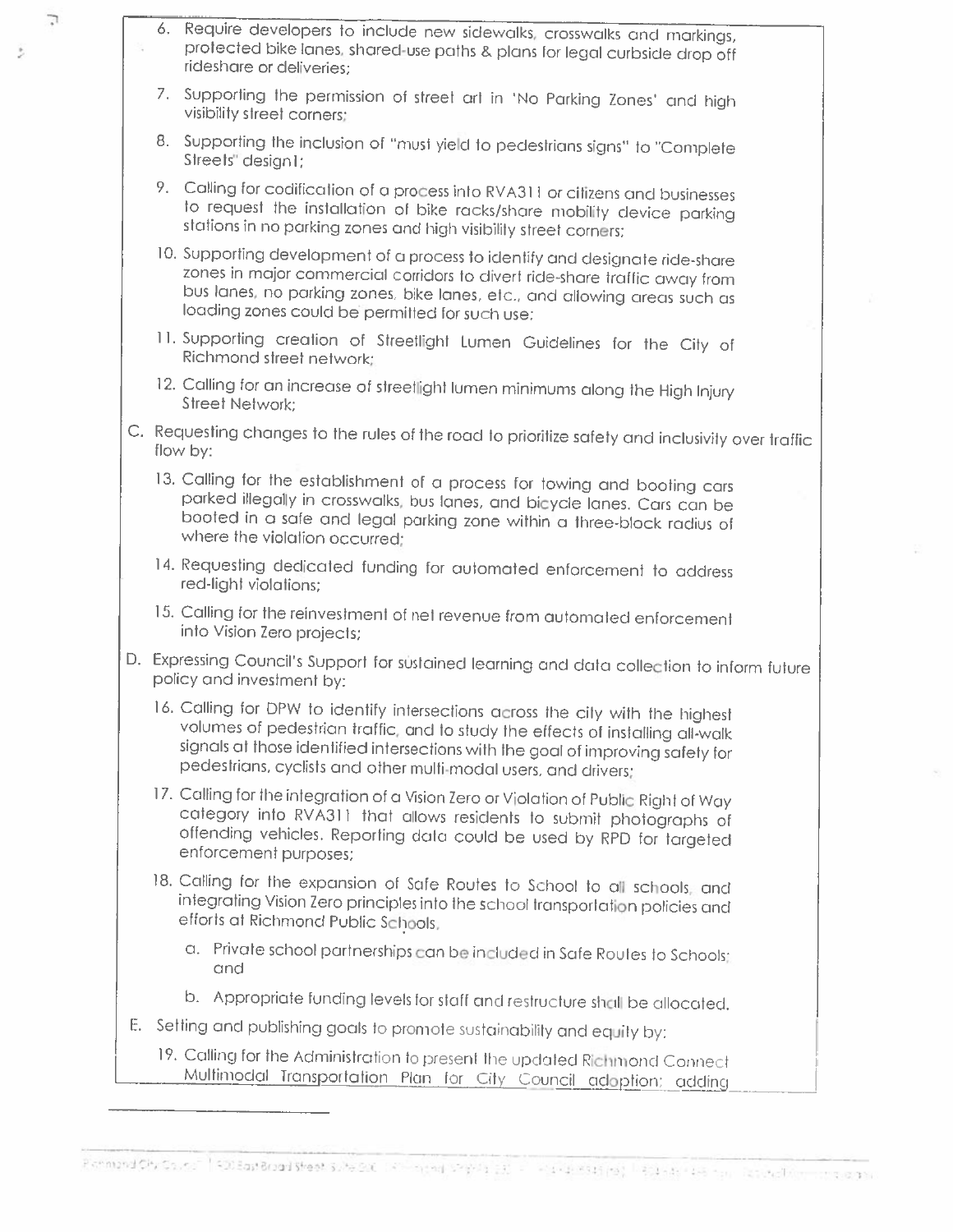6. Require developers to include new sidewalks, crosswalks and markings, protected bike lanes, shared-use paths & plans for legal curbside drop off rideshare or deliveries;

7. Supporting the permission of street art in 'No Parking Zones' and high visibility street corners;

8. Supporting the inclusion of "must yield to pedestrians signs" to "Complete Streets" design1;

9. Calling for codification of a process into RVA311 or citizens and businesses to request the installation of bike racks/share mobility device parking stations in no parking zones and high visibility street corners;

10. Supporting development of a process to identify and designate ride-share zones in major commercial corridors to divert ride-share traffic away from bus lanes, no parking zones, bike lanes, etc., and allowing areas such as loading zones could be permitted for such use;

11. Supporting creation of Streetlight Lumen Guidelines for the City of Richmond street network;

12. Calling for an increase of streetlight lumen minimums along the High Injury Street Network;

C. Requesting changes to the rules of the road to prioritize safety and inclusivity over traffic flow by:

13. Calling for the establishment of a process for towing and booting cars parked illegally in crosswalks, bus lanes, and bicycle lanes. Cars can be booted in a safe and legal parking zone within a three-block radius of where the violation occurred;

14. Requesting dedicated funding for automated enforcement to address red-light violations;

15. Calling for the reinvestment of net revenue from automated enforcement into Vision Zero projects;

D. Expressing Council's Support for sustained learning and data collection to inform future policy and investment by:

16. Calling for DPW to identify intersections across the city with the highest volumes of pedestrian traffic, and to study the effects of installing all-walk signals at those identified intersections with the goal of improving safety for pedestrians, cyclists and other multi-modal users, and drivers;

17. Calling for the integration of a Vision Zero or Violation of Public Right of Way category into RVA311 that allows residents to submit photographs of offending vehicles. Reporting data could be used by RPD for targeted enforcement purposes;

18. Calling for the expansion of Safe Routes to School to all schools, and integrating Vision Zero principles into the school transportation policies and efforts at Richmond Public Schools.

    a. Private school partnerships can be included in Safe Routes to Schools; and

    b. Appropriate funding levels for staff and restructure shall be allocated.

E. Setting and publishing goals to promote sustainability and equity by:

19. Calling for the Administration to present the updated Richmond Connect Multimodal Transportation Plan for City Council adoption; adding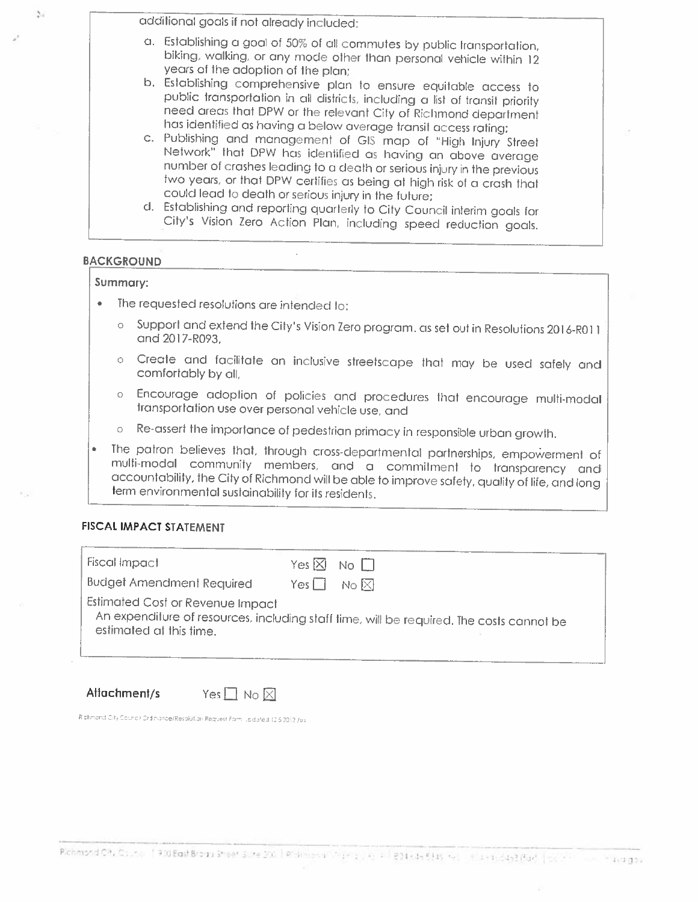additional goals if not already included:

a. Establishing a goal of 50% of all commutes by public transportation, biking, walking, or any mode other than personal vehicle within 12 years of the adoption of the plan;
b. Establishing comprehensive plan to ensure equitable access to public transportation in all districts, including a list of transit priority need areas that DPW or the relevant City of Richmond department has identified as having a below average transit access rating;
c. Publishing and management of GIS map of "High Injury Street Network" that DPW has identified as having an above average number of crashes leading to a death or serious injury in the previous two years, or that DPW certifies as being at high risk of a crash that could lead to death or serious injury in the future;
d. Establishing and reporting quarterly to City Council interim goals for City's Vision Zero Action Plan, including speed reduction goals.

## BACKGROUND

**Summary:**

- The requested resolutions are intended to:
  - Support and extend the City's Vision Zero program. as set out in Resolutions 2016-R011 and 2017-R093,
  - Create and facilitate an inclusive streetscape that may be used safely and comfortably by all,
  - Encourage adoption of policies and procedures that encourage multi-modal transportation use over personal vehicle use, and
  - Re-assert the importance of pedestrian primacy in responsible urban growth.
- The patron believes that, through cross-departmental partnerships, empowerment of multi-modal community members, and a commitment to transparency and accountability, the City of Richmond will be able to improve safety, quality of life, and long term environmental sustainability for its residents.

## FISCAL IMPACT STATEMENT

Fiscal Impact — Yes ☒ No ☐

Budget Amendment Required — Yes ☐ No ☒

Estimated Cost or Revenue Impact

An expenditure of resources, including staff time, will be required. The costs cannot be estimated at this time.

**Attachment/s** Yes ☐ No ☒

Richmond City Council Ordinance/Resolution Request Form updated 12.5.2018 /srs